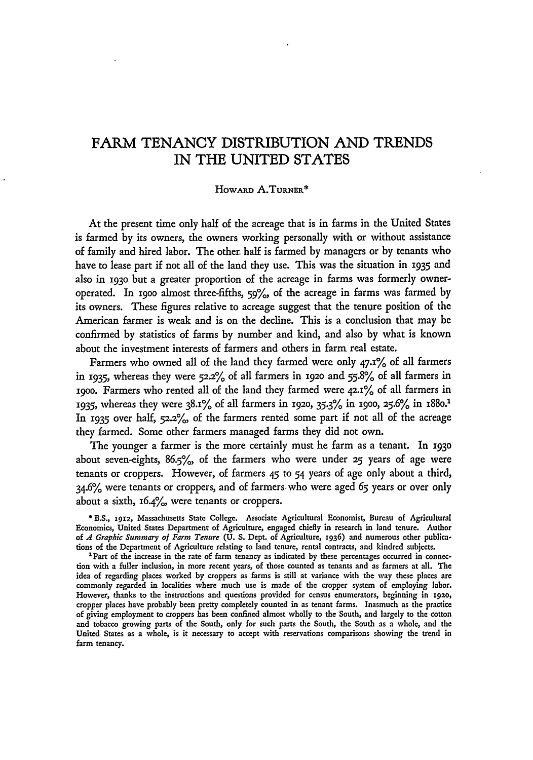# FARM TENANCY DISTRIBUTION AND TRENDS IN THE UNITED STATES

HOWARD A. TURNER*

At the present time only half of the acreage that is in farms in the United States is farmed by its owners, the owners working personally with or without assistance of family and hired labor. The other half is farmed by managers or by tenants who have to lease part if not all of the land they use. This was the situation in 1935 and also in 1930 but a greater proportion of the acreage in farms was formerly owner-operated. In 1900 almost three-fifths, 59%, of the acreage in farms was farmed by its owners. These figures relative to acreage suggest that the tenure position of the American farmer is weak and is on the decline. This is a conclusion that may be confirmed by statistics of farms by number and kind, and also by what is known about the investment interests of farmers and others in farm real estate.

Farmers who owned all of the land they farmed were only 47.1% of all farmers in 1935, whereas they were 52.2% of all farmers in 1920 and 55.8% of all farmers in 1900. Farmers who rented all of the land they farmed were 42.1% of all farmers in 1935, whereas they were 38.1% of all farmers in 1920, 35.3% in 1900, 25.6% in 1880.[1] In 1935 over half, 52.2%, of the farmers rented some part if not all of the acreage they farmed. Some other farmers managed farms they did not own.

The younger a farmer is the more certainly must he farm as a tenant. In 1930 about seven-eights, 86.5%, of the farmers who were under 25 years of age were tenants or croppers. However, of farmers 45 to 54 years of age only about a third, 34.6% were tenants or croppers, and of farmers who were aged 65 years or over only about a sixth, 16.4%, were tenants or croppers.

* B.S., 1912, Massachusetts State College. Associate Agricultural Economist, Bureau of Agricultural Economics, United States Department of Agriculture, engaged chiefly in research in land tenure. Author of *A Graphic Summary of Farm Tenure* (U. S. Dept. of Agriculture, 1936) and numerous other publications of the Department of Agriculture relating to land tenure, rental contracts, and kindred subjects.

[1] Part of the increase in the rate of farm tenancy as indicated by these percentages occurred in connection with a fuller inclusion, in more recent years, of those counted as tenants and as farmers at all. The idea of regarding places worked by croppers as farms is still at variance with the way these places are commonly regarded in localities where much use is made of the cropper system of employing labor. However, thanks to the instructions and questions provided for census enumerators, beginning in 1920, cropper places have probably been pretty completely counted in as tenant farms. Inasmuch as the practice of giving employment to croppers has been confined almost wholly to the South, and largely to the cotton and tobacco growing parts of the South, only for such parts the South, the South as a whole, and the United States as a whole, is it necessary to accept with reservations comparisons showing the trend in farm tenancy.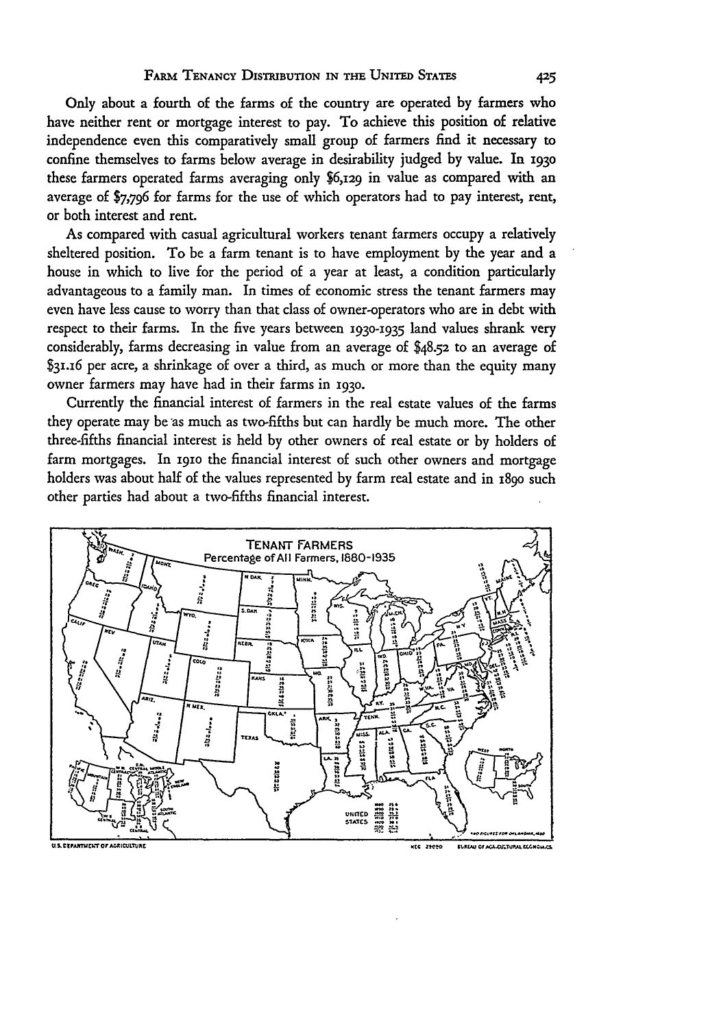Only about a fourth of the farms of the country are operated by farmers who have neither rent or mortgage interest to pay. To achieve this position of relative independence even this comparatively small group of farmers find it necessary to confine themselves to farms below average in desirability judged by value. In 1930 these farmers operated farms averaging only $6,129 in value as compared with an average of $7,796 for farms for the use of which operators had to pay interest, rent, or both interest and rent.

As compared with casual agricultural workers tenant farmers occupy a relatively sheltered position. To be a farm tenant is to have employment by the year and a house in which to live for the period of a year at least, a condition particularly advantageous to a family man. In times of economic stress the tenant farmers may even have less cause to worry than that class of owner-operators who are in debt with respect to their farms. In the five years between 1930-1935 land values shrank very considerably, farms decreasing in value from an average of $48.52 to an average of $31.16 per acre, a shrinkage of over a third, as much or more than the equity many owner farmers may have had in their farms in 1930.

Currently the financial interest of farmers in the real estate values of the farms they operate may be as much as two-fifths but can hardly be much more. The other three-fifths financial interest is held by other owners of real estate or by holders of farm mortgages. In 1910 the financial interest of such other owners and mortgage holders was about half of the values represented by farm real estate and in 1890 such other parties had about a two-fifths financial interest.

TENANT FARMERS
Percentage of All Farmers, 1880-1935

U.S. DEPARTMENT OF AGRICULTURE — BUREAU OF AGRICULTURAL ECONOMICS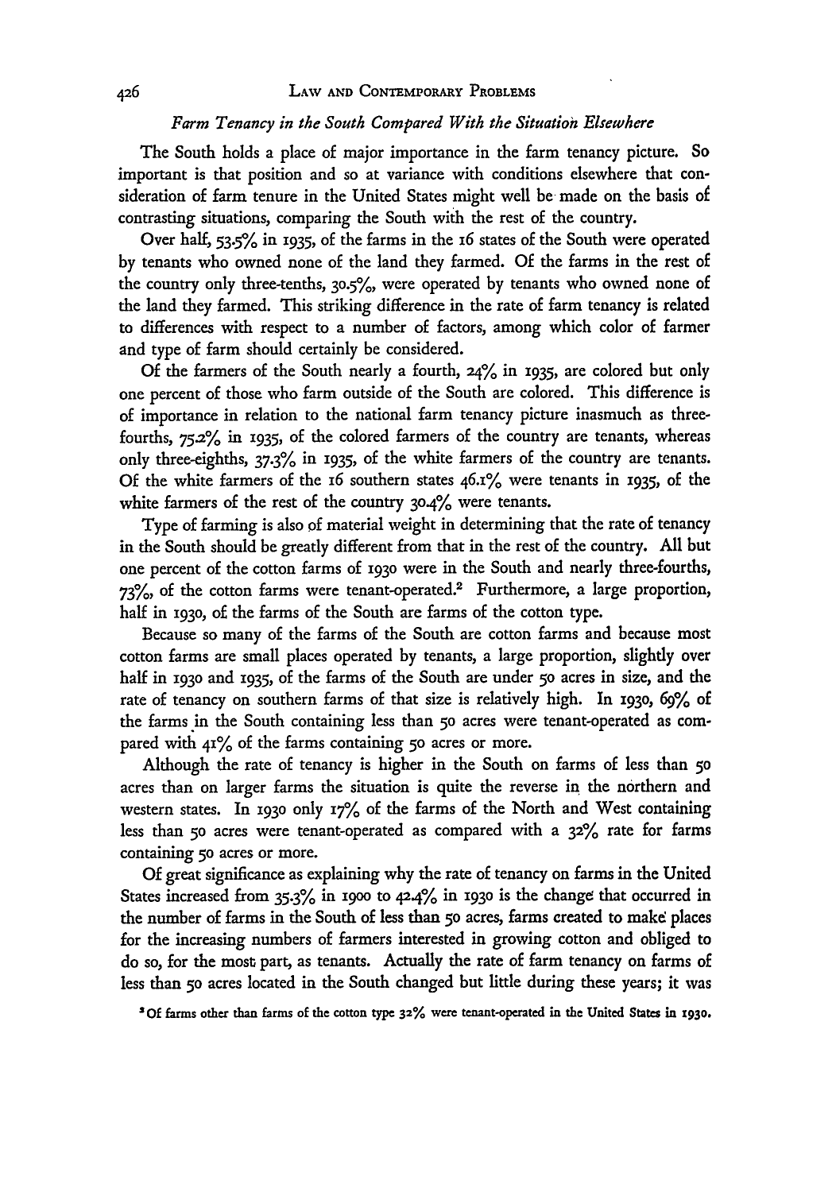### *Farm Tenancy in the South Compared With the Situation Elsewhere*

The South holds a place of major importance in the farm tenancy picture. So important is that position and so at variance with conditions elsewhere that consideration of farm tenure in the United States might well be made on the basis of contrasting situations, comparing the South with the rest of the country.

Over half, 53.5% in 1935, of the farms in the 16 states of the South were operated by tenants who owned none of the land they farmed. Of the farms in the rest of the country only three-tenths, 30.5%, were operated by tenants who owned none of the land they farmed. This striking difference in the rate of farm tenancy is related to differences with respect to a number of factors, among which color of farmer and type of farm should certainly be considered.

Of the farmers of the South nearly a fourth, 24% in 1935, are colored but only one percent of those who farm outside of the South are colored. This difference is of importance in relation to the national farm tenancy picture inasmuch as three-fourths, 75.2% in 1935, of the colored farmers of the country are tenants, whereas only three-eighths, 37.3% in 1935, of the white farmers of the country are tenants. Of the white farmers of the 16 southern states 46.1% were tenants in 1935, of the white farmers of the rest of the country 30.4% were tenants.

Type of farming is also of material weight in determining that the rate of tenancy in the South should be greatly different from that in the rest of the country. All but one percent of the cotton farms of 1930 were in the South and nearly three-fourths, 73%, of the cotton farms were tenant-operated.[2] Furthermore, a large proportion, half in 1930, of the farms of the South are farms of the cotton type.

Because so many of the farms of the South are cotton farms and because most cotton farms are small places operated by tenants, a large proportion, slightly over half in 1930 and 1935, of the farms of the South are under 50 acres in size, and the rate of tenancy on southern farms of that size is relatively high. In 1930, 69% of the farms in the South containing less than 50 acres were tenant-operated as compared with 41% of the farms containing 50 acres or more.

Although the rate of tenancy is higher in the South on farms of less than 50 acres than on larger farms the situation is quite the reverse in the northern and western states. In 1930 only 17% of the farms of the North and West containing less than 50 acres were tenant-operated as compared with a 32% rate for farms containing 50 acres or more.

Of great significance as explaining why the rate of tenancy on farms in the United States increased from 35.3% in 1900 to 42.4% in 1930 is the change that occurred in the number of farms in the South of less than 50 acres, farms created to make places for the increasing numbers of farmers interested in growing cotton and obliged to do so, for the most part, as tenants. Actually the rate of farm tenancy on farms of less than 50 acres located in the South changed but little during these years; it was

[2] Of farms other than farms of the cotton type 32% were tenant-operated in the United States in 1930.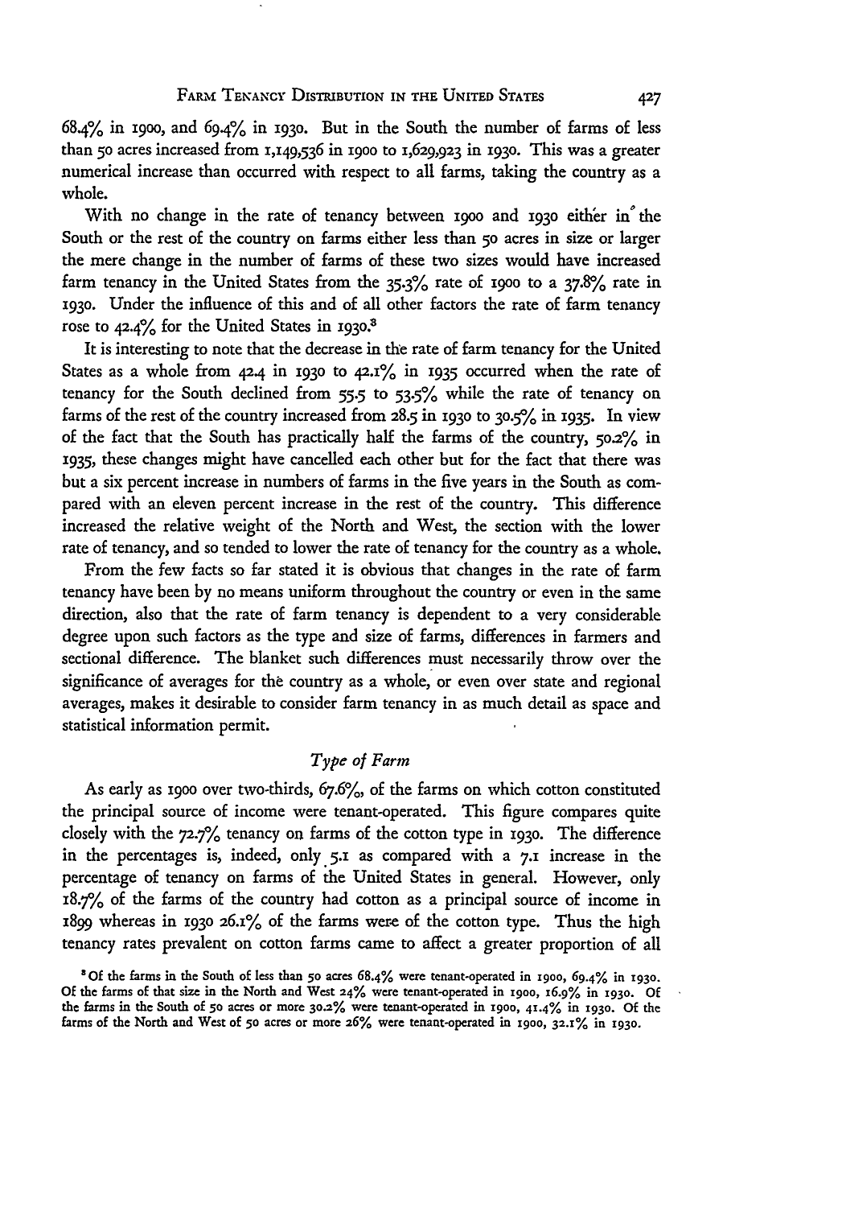68.4% in 1900, and 69.4% in 1930. But in the South the number of farms of less than 50 acres increased from 1,149,536 in 1900 to 1,629,923 in 1930. This was a greater numerical increase than occurred with respect to all farms, taking the country as a whole.

With no change in the rate of tenancy between 1900 and 1930 either in the South or the rest of the country on farms either less than 50 acres in size or larger the mere change in the number of farms of these two sizes would have increased farm tenancy in the United States from the 35.3% rate of 1900 to a 37.8% rate in 1930. Under the influence of this and of all other factors the rate of farm tenancy rose to 42.4% for the United States in 1930.[3]

It is interesting to note that the decrease in the rate of farm tenancy for the United States as a whole from 42.4 in 1930 to 42.1% in 1935 occurred when the rate of tenancy for the South declined from 55.5 to 53.5% while the rate of tenancy on farms of the rest of the country increased from 28.5 in 1930 to 30.5% in 1935. In view of the fact that the South has practically half the farms of the country, 50.2% in 1935, these changes might have cancelled each other but for the fact that there was but a six percent increase in numbers of farms in the five years in the South as compared with an eleven percent increase in the rest of the country. This difference increased the relative weight of the North and West, the section with the lower rate of tenancy, and so tended to lower the rate of tenancy for the country as a whole.

From the few facts so far stated it is obvious that changes in the rate of farm tenancy have been by no means uniform throughout the country or even in the same direction, also that the rate of farm tenancy is dependent to a very considerable degree upon such factors as the type and size of farms, differences in farmers and sectional difference. The blanket such differences must necessarily throw over the significance of averages for the country as a whole, or even over state and regional averages, makes it desirable to consider farm tenancy in as much detail as space and statistical information permit.

### *Type of Farm*

As early as 1900 over two-thirds, 67.6%, of the farms on which cotton constituted the principal source of income were tenant-operated. This figure compares quite closely with the 72.7% tenancy on farms of the cotton type in 1930. The difference in the percentages is, indeed, only 5.1 as compared with a 7.1 increase in the percentage of tenancy on farms of the United States in general. However, only 18.7% of the farms of the country had cotton as a principal source of income in 1899 whereas in 1930 26.1% of the farms were of the cotton type. Thus the high tenancy rates prevalent on cotton farms came to affect a greater proportion of all

[3] Of the farms in the South of less than 50 acres 68.4% were tenant-operated in 1900, 69.4% in 1930. Of the farms of that size in the North and West 24% were tenant-operated in 1900, 16.9% in 1930. Of the farms in the South of 50 acres or more 30.2% were tenant-operated in 1900, 41.4% in 1930. Of the farms of the North and West of 50 acres or more 26% were tenant-operated in 1900, 32.1% in 1930.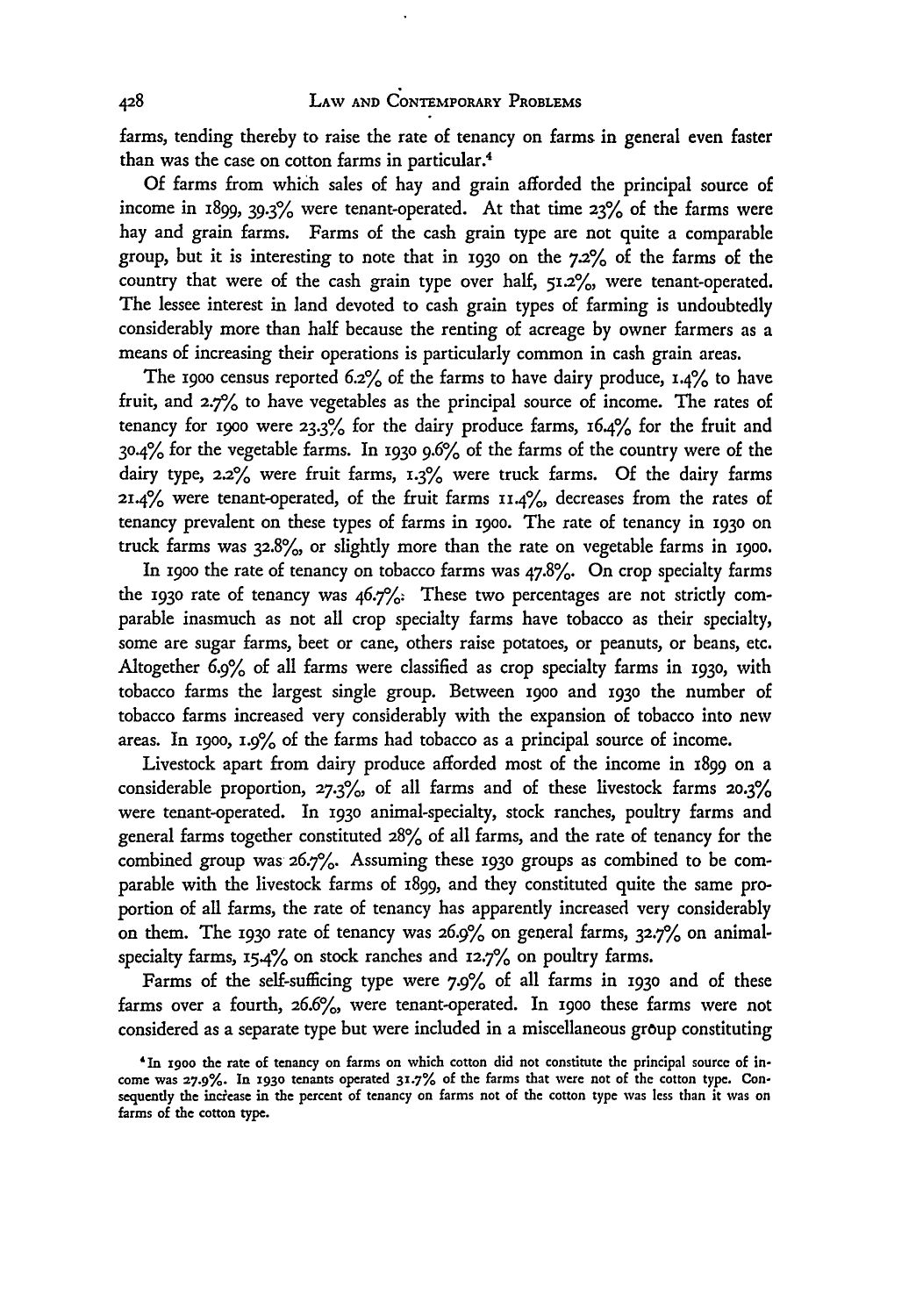farms, tending thereby to raise the rate of tenancy on farms in general even faster than was the case on cotton farms in particular.[4]

Of farms from which sales of hay and grain afforded the principal source of income in 1899, 39.3% were tenant-operated. At that time 23% of the farms were hay and grain farms. Farms of the cash grain type are not quite a comparable group, but it is interesting to note that in 1930 on the 7.2% of the farms of the country that were of the cash grain type over half, 51.2%, were tenant-operated. The lessee interest in land devoted to cash grain types of farming is undoubtedly considerably more than half because the renting of acreage by owner farmers as a means of increasing their operations is particularly common in cash grain areas.

The 1900 census reported 6.2% of the farms to have dairy produce, 1.4% to have fruit, and 2.7% to have vegetables as the principal source of income. The rates of tenancy for 1900 were 23.3% for the dairy produce farms, 16.4% for the fruit and 30.4% for the vegetable farms. In 1930 9.6% of the farms of the country were of the dairy type, 2.2% were fruit farms, 1.3% were truck farms. Of the dairy farms 21.4% were tenant-operated, of the fruit farms 11.4%, decreases from the rates of tenancy prevalent on these types of farms in 1900. The rate of tenancy in 1930 on truck farms was 32.8%, or slightly more than the rate on vegetable farms in 1900.

In 1900 the rate of tenancy on tobacco farms was 47.8%. On crop specialty farms the 1930 rate of tenancy was 46.7%. These two percentages are not strictly comparable inasmuch as not all crop specialty farms have tobacco as their specialty, some are sugar farms, beet or cane, others raise potatoes, or peanuts, or beans, etc. Altogether 6.9% of all farms were classified as crop specialty farms in 1930, with tobacco farms the largest single group. Between 1900 and 1930 the number of tobacco farms increased very considerably with the expansion of tobacco into new areas. In 1900, 1.9% of the farms had tobacco as a principal source of income.

Livestock apart from dairy produce afforded most of the income in 1899 on a considerable proportion, 27.3%, of all farms and of these livestock farms 20.3% were tenant-operated. In 1930 animal-specialty, stock ranches, poultry farms and general farms together constituted 28% of all farms, and the rate of tenancy for the combined group was 26.7%. Assuming these 1930 groups as combined to be comparable with the livestock farms of 1899, and they constituted quite the same proportion of all farms, the rate of tenancy has apparently increased very considerably on them. The 1930 rate of tenancy was 26.9% on general farms, 32.7% on animal-specialty farms, 15.4% on stock ranches and 12.7% on poultry farms.

Farms of the self-sufficing type were 7.9% of all farms in 1930 and of these farms over a fourth, 26.6%, were tenant-operated. In 1900 these farms were not considered as a separate type but were included in a miscellaneous group constituting

[4] In 1900 the rate of tenancy on farms on which cotton did not constitute the principal source of income was 27.9%. In 1930 tenants operated 31.7% of the farms that were not of the cotton type. Consequently the increase in the percent of tenancy on farms not of the cotton type was less than it was on farms of the cotton type.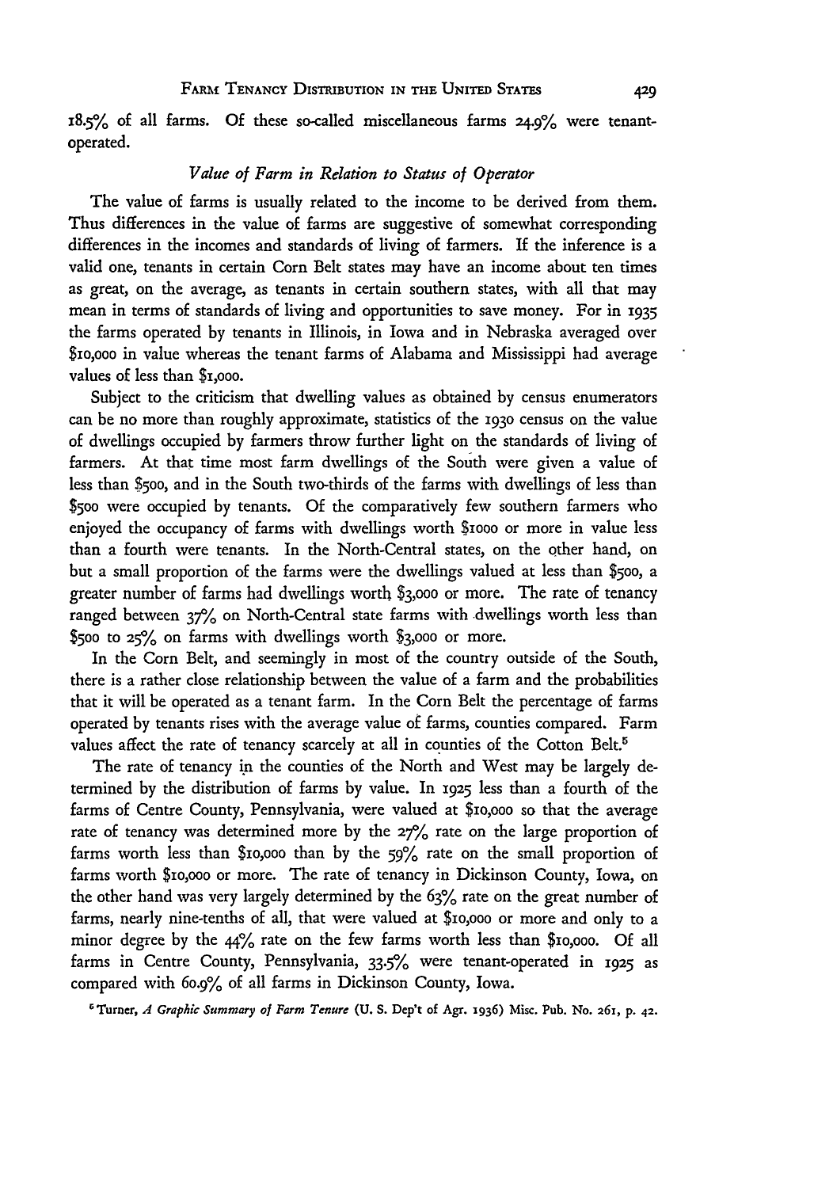18.5% of all farms. Of these so-called miscellaneous farms 24.9% were tenant-operated.

### *Value of Farm in Relation to Status of Operator*

The value of farms is usually related to the income to be derived from them. Thus differences in the value of farms are suggestive of somewhat corresponding differences in the incomes and standards of living of farmers. If the inference is a valid one, tenants in certain Corn Belt states may have an income about ten times as great, on the average, as tenants in certain southern states, with all that may mean in terms of standards of living and opportunities to save money. For in 1935 the farms operated by tenants in Illinois, in Iowa and in Nebraska averaged over $10,000 in value whereas the tenant farms of Alabama and Mississippi had average values of less than $1,000.

Subject to the criticism that dwelling values as obtained by census enumerators can be no more than roughly approximate, statistics of the 1930 census on the value of dwellings occupied by farmers throw further light on the standards of living of farmers. At that time most farm dwellings of the South were given a value of less than $500, and in the South two-thirds of the farms with dwellings of less than $500 were occupied by tenants. Of the comparatively few southern farmers who enjoyed the occupancy of farms with dwellings worth $1000 or more in value less than a fourth were tenants. In the North-Central states, on the other hand, on but a small proportion of the farms were the dwellings valued at less than $500, a greater number of farms had dwellings worth $3,000 or more. The rate of tenancy ranged between 37% on North-Central state farms with dwellings worth less than $500 to 25% on farms with dwellings worth $3,000 or more.

In the Corn Belt, and seemingly in most of the country outside of the South, there is a rather close relationship between the value of a farm and the probabilities that it will be operated as a tenant farm. In the Corn Belt the percentage of farms operated by tenants rises with the average value of farms, counties compared. Farm values affect the rate of tenancy scarcely at all in counties of the Cotton Belt.[5]

The rate of tenancy in the counties of the North and West may be largely determined by the distribution of farms by value. In 1925 less than a fourth of the farms of Centre County, Pennsylvania, were valued at $10,000 so that the average rate of tenancy was determined more by the 27% rate on the large proportion of farms worth less than $10,000 than by the 59% rate on the small proportion of farms worth $10,000 or more. The rate of tenancy in Dickinson County, Iowa, on the other hand was very largely determined by the 63% rate on the great number of farms, nearly nine-tenths of all, that were valued at $10,000 or more and only to a minor degree by the 44% rate on the few farms worth less than $10,000. Of all farms in Centre County, Pennsylvania, 33.5% were tenant-operated in 1925 as compared with 60.9% of all farms in Dickinson County, Iowa.

[5] Turner, *A Graphic Summary of Farm Tenure* (U. S. Dep't of Agr. 1936) Misc. Pub. No. 261, p. 42.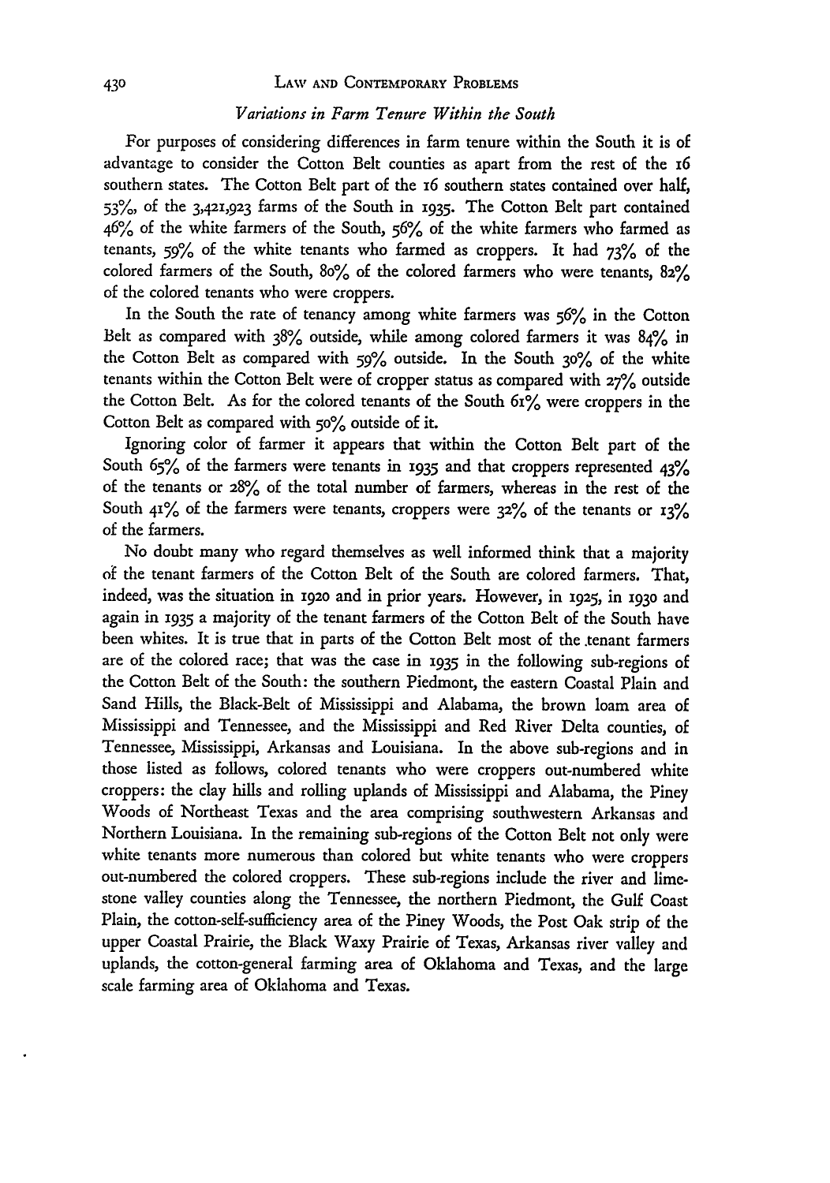### *Variations in Farm Tenure Within the South*

For purposes of considering differences in farm tenure within the South it is of advantage to consider the Cotton Belt counties as apart from the rest of the 16 southern states. The Cotton Belt part of the 16 southern states contained over half, 53%, of the 3,421,923 farms of the South in 1935. The Cotton Belt part contained 46% of the white farmers of the South, 56% of the white farmers who farmed as tenants, 59% of the white tenants who farmed as croppers. It had 73% of the colored farmers of the South, 80% of the colored farmers who were tenants, 82% of the colored tenants who were croppers.

In the South the rate of tenancy among white farmers was 56% in the Cotton Belt as compared with 38% outside, while among colored farmers it was 84% in the Cotton Belt as compared with 59% outside. In the South 30% of the white tenants within the Cotton Belt were of cropper status as compared with 27% outside the Cotton Belt. As for the colored tenants of the South 61% were croppers in the Cotton Belt as compared with 50% outside of it.

Ignoring color of farmer it appears that within the Cotton Belt part of the South 65% of the farmers were tenants in 1935 and that croppers represented 43% of the tenants or 28% of the total number of farmers, whereas in the rest of the South 41% of the farmers were tenants, croppers were 32% of the tenants or 13% of the farmers.

No doubt many who regard themselves as well informed think that a majority of the tenant farmers of the Cotton Belt of the South are colored farmers. That, indeed, was the situation in 1920 and in prior years. However, in 1925, in 1930 and again in 1935 a majority of the tenant farmers of the Cotton Belt of the South have been whites. It is true that in parts of the Cotton Belt most of the tenant farmers are of the colored race; that was the case in 1935 in the following sub-regions of the Cotton Belt of the South: the southern Piedmont, the eastern Coastal Plain and Sand Hills, the Black-Belt of Mississippi and Alabama, the brown loam area of Mississippi and Tennessee, and the Mississippi and Red River Delta counties, of Tennessee, Mississippi, Arkansas and Louisiana. In the above sub-regions and in those listed as follows, colored tenants who were croppers out-numbered white croppers: the clay hills and rolling uplands of Mississippi and Alabama, the Piney Woods of Northeast Texas and the area comprising southwestern Arkansas and Northern Louisiana. In the remaining sub-regions of the Cotton Belt not only were white tenants more numerous than colored but white tenants who were croppers out-numbered the colored croppers. These sub-regions include the river and limestone valley counties along the Tennessee, the northern Piedmont, the Gulf Coast Plain, the cotton-self-sufficiency area of the Piney Woods, the Post Oak strip of the upper Coastal Prairie, the Black Waxy Prairie of Texas, Arkansas river valley and uplands, the cotton-general farming area of Oklahoma and Texas, and the large scale farming area of Oklahoma and Texas.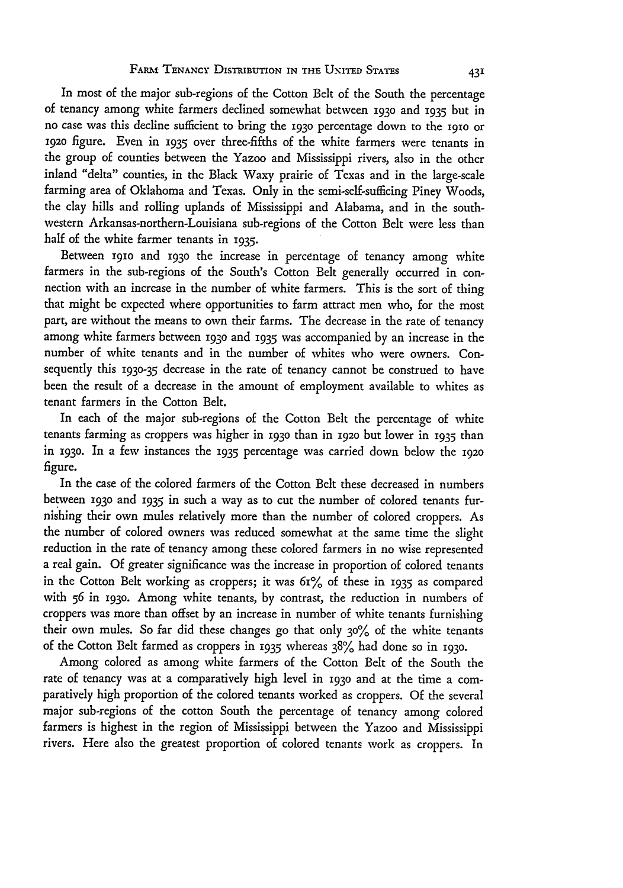In most of the major sub-regions of the Cotton Belt of the South the percentage of tenancy among white farmers declined somewhat between 1930 and 1935 but in no case was this decline sufficient to bring the 1930 percentage down to the 1910 or 1920 figure. Even in 1935 over three-fifths of the white farmers were tenants in the group of counties between the Yazoo and Mississippi rivers, also in the other inland "delta" counties, in the Black Waxy prairie of Texas and in the large-scale farming area of Oklahoma and Texas. Only in the semi-self-sufficing Piney Woods, the clay hills and rolling uplands of Mississippi and Alabama, and in the southwestern Arkansas-northern-Louisiana sub-regions of the Cotton Belt were less than half of the white farmer tenants in 1935.

Between 1910 and 1930 the increase in percentage of tenancy among white farmers in the sub-regions of the South's Cotton Belt generally occurred in connection with an increase in the number of white farmers. This is the sort of thing that might be expected where opportunities to farm attract men who, for the most part, are without the means to own their farms. The decrease in the rate of tenancy among white farmers between 1930 and 1935 was accompanied by an increase in the number of white tenants and in the number of whites who were owners. Consequently this 1930-35 decrease in the rate of tenancy cannot be construed to have been the result of a decrease in the amount of employment available to whites as tenant farmers in the Cotton Belt.

In each of the major sub-regions of the Cotton Belt the percentage of white tenants farming as croppers was higher in 1930 than in 1920 but lower in 1935 than in 1930. In a few instances the 1935 percentage was carried down below the 1920 figure.

In the case of the colored farmers of the Cotton Belt these decreased in numbers between 1930 and 1935 in such a way as to cut the number of colored tenants furnishing their own mules relatively more than the number of colored croppers. As the number of colored owners was reduced somewhat at the same time the slight reduction in the rate of tenancy among these colored farmers in no wise represented a real gain. Of greater significance was the increase in proportion of colored tenants in the Cotton Belt working as croppers; it was 61% of these in 1935 as compared with 56 in 1930. Among white tenants, by contrast, the reduction in numbers of croppers was more than offset by an increase in number of white tenants furnishing their own mules. So far did these changes go that only 30% of the white tenants of the Cotton Belt farmed as croppers in 1935 whereas 38% had done so in 1930.

Among colored as among white farmers of the Cotton Belt of the South the rate of tenancy was at a comparatively high level in 1930 and at the time a comparatively high proportion of the colored tenants worked as croppers. Of the several major sub-regions of the cotton South the percentage of tenancy among colored farmers is highest in the region of Mississippi between the Yazoo and Mississippi rivers. Here also the greatest proportion of colored tenants work as croppers. In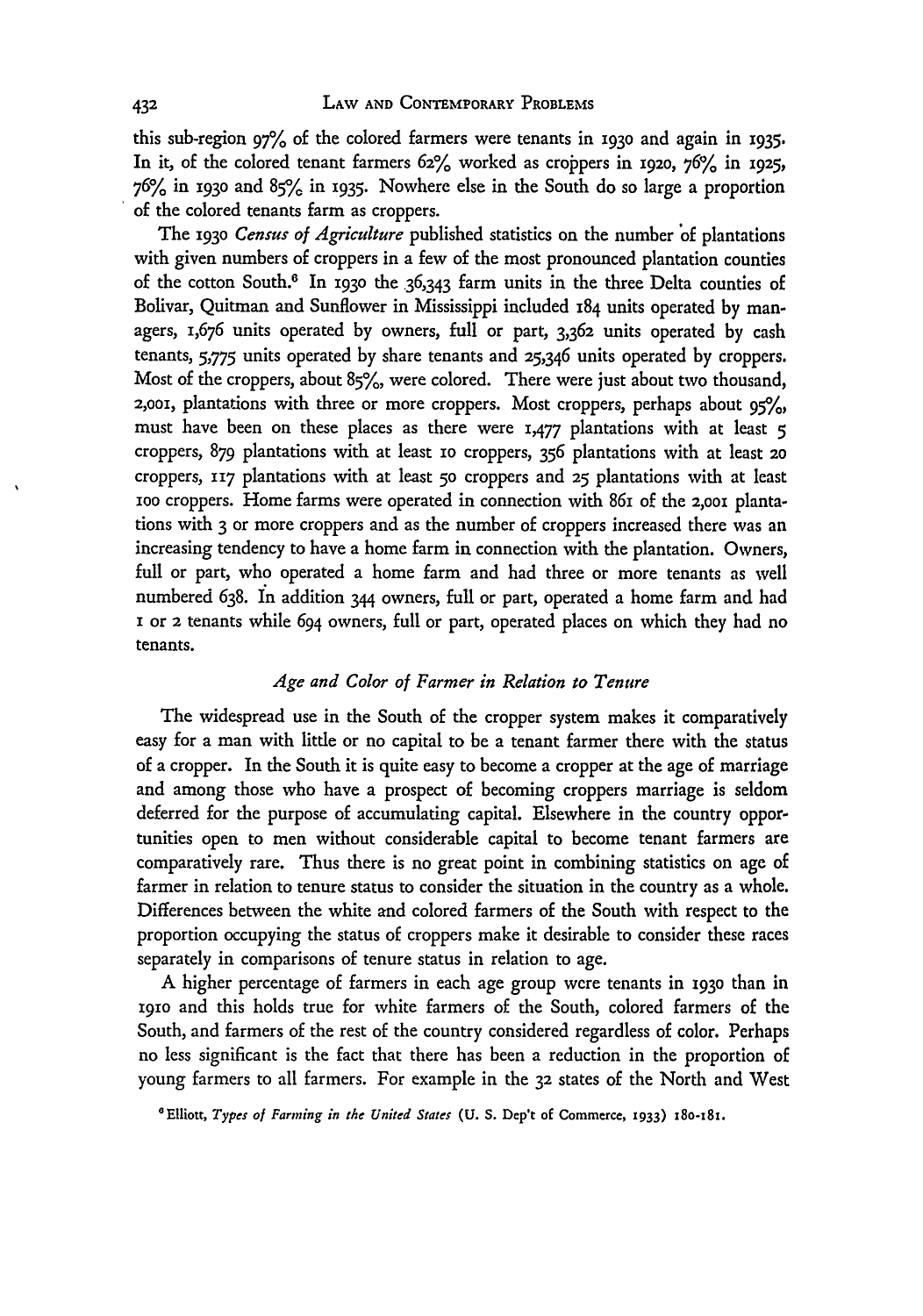this sub-region 97% of the colored farmers were tenants in 1930 and again in 1935. In it, of the colored tenant farmers 62% worked as croppers in 1920, 76% in 1925, 76% in 1930 and 85% in 1935. Nowhere else in the South do so large a proportion of the colored tenants farm as croppers.

The 1930 *Census of Agriculture* published statistics on the number of plantations with given numbers of croppers in a few of the most pronounced plantation counties of the cotton South.[6] In 1930 the 36,343 farm units in the three Delta counties of Bolivar, Quitman and Sunflower in Mississippi included 184 units operated by managers, 1,676 units operated by owners, full or part, 3,362 units operated by cash tenants, 5,775 units operated by share tenants and 25,346 units operated by croppers. Most of the croppers, about 85%, were colored. There were just about two thousand, 2,001, plantations with three or more croppers. Most croppers, perhaps about 95%, must have been on these places as there were 1,477 plantations with at least 5 croppers, 879 plantations with at least 10 croppers, 356 plantations with at least 20 croppers, 117 plantations with at least 50 croppers and 25 plantations with at least 100 croppers. Home farms were operated in connection with 861 of the 2,001 plantations with 3 or more croppers and as the number of croppers increased there was an increasing tendency to have a home farm in connection with the plantation. Owners, full or part, who operated a home farm and had three or more tenants as well numbered 638. In addition 344 owners, full or part, operated a home farm and had 1 or 2 tenants while 694 owners, full or part, operated places on which they had no tenants.

### *Age and Color of Farmer in Relation to Tenure*

The widespread use in the South of the cropper system makes it comparatively easy for a man with little or no capital to be a tenant farmer there with the status of a cropper. In the South it is quite easy to become a cropper at the age of marriage and among those who have a prospect of becoming croppers marriage is seldom deferred for the purpose of accumulating capital. Elsewhere in the country opportunities open to men without considerable capital to become tenant farmers are comparatively rare. Thus there is no great point in combining statistics on age of farmer in relation to tenure status to consider the situation in the country as a whole. Differences between the white and colored farmers of the South with respect to the proportion occupying the status of croppers make it desirable to consider these races separately in comparisons of tenure status in relation to age.

A higher percentage of farmers in each age group were tenants in 1930 than in 1910 and this holds true for white farmers of the South, colored farmers of the South, and farmers of the rest of the country considered regardless of color. Perhaps no less significant is the fact that there has been a reduction in the proportion of young farmers to all farmers. For example in the 32 states of the North and West

[6] Elliott, *Types of Farming in the United States* (U. S. Dep't of Commerce, 1933) 180-181.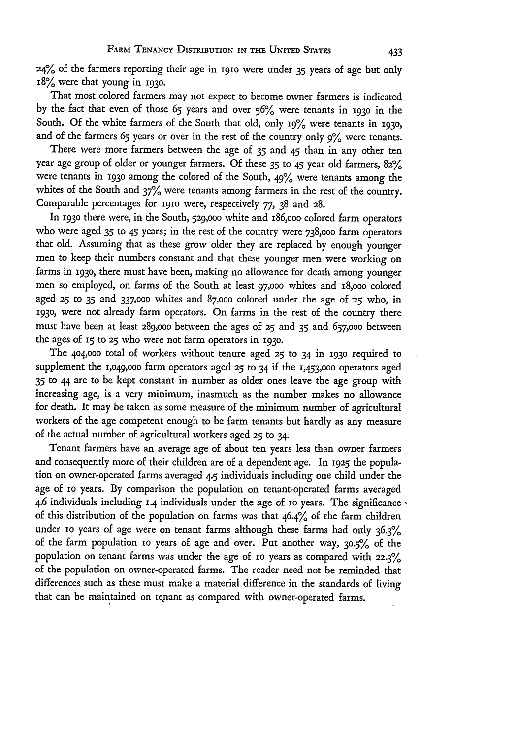24% of the farmers reporting their age in 1910 were under 35 years of age but only 18% were that young in 1930.

That most colored farmers may not expect to become owner farmers is indicated by the fact that even of those 65 years and over 56% were tenants in 1930 in the South. Of the white farmers of the South that old, only 19% were tenants in 1930, and of the farmers 65 years or over in the rest of the country only 9% were tenants.

There were more farmers between the age of 35 and 45 than in any other ten year age group of older or younger farmers. Of these 35 to 45 year old farmers, 82% were tenants in 1930 among the colored of the South, 49% were tenants among the whites of the South and 37% were tenants among farmers in the rest of the country. Comparable percentages for 1910 were, respectively 77, 38 and 28.

In 1930 there were, in the South, 529,000 white and 186,000 colored farm operators who were aged 35 to 45 years; in the rest of the country were 738,000 farm operators that old. Assuming that as these grow older they are replaced by enough younger men to keep their numbers constant and that these younger men were working on farms in 1930, there must have been, making no allowance for death among younger men so employed, on farms of the South at least 97,000 whites and 18,000 colored aged 25 to 35 and 337,000 whites and 87,000 colored under the age of 25 who, in 1930, were not already farm operators. On farms in the rest of the country there must have been at least 289,000 between the ages of 25 and 35 and 657,000 between the ages of 15 to 25 who were not farm operators in 1930.

The 404,000 total of workers without tenure aged 25 to 34 in 1930 required to supplement the 1,049,000 farm operators aged 25 to 34 if the 1,453,000 operators aged 35 to 44 are to be kept constant in number as older ones leave the age group with increasing age, is a very minimum, inasmuch as the number makes no allowance for death. It may be taken as some measure of the minimum number of agricultural workers of the age competent enough to be farm tenants but hardly as any measure of the actual number of agricultural workers aged 25 to 34.

Tenant farmers have an average age of about ten years less than owner farmers and consequently more of their children are of a dependent age. In 1925 the population on owner-operated farms averaged 4.5 individuals including one child under the age of 10 years. By comparison the population on tenant-operated farms averaged 4.6 individuals including 1.4 individuals under the age of 10 years. The significance of this distribution of the population on farms was that 46.4% of the farm children under 10 years of age were on tenant farms although these farms had only 36.3% of the farm population 10 years of age and over. Put another way, 30.5% of the population on tenant farms was under the age of 10 years as compared with 22.3% of the population on owner-operated farms. The reader need not be reminded that differences such as these must make a material difference in the standards of living that can be maintained on tenant as compared with owner-operated farms.